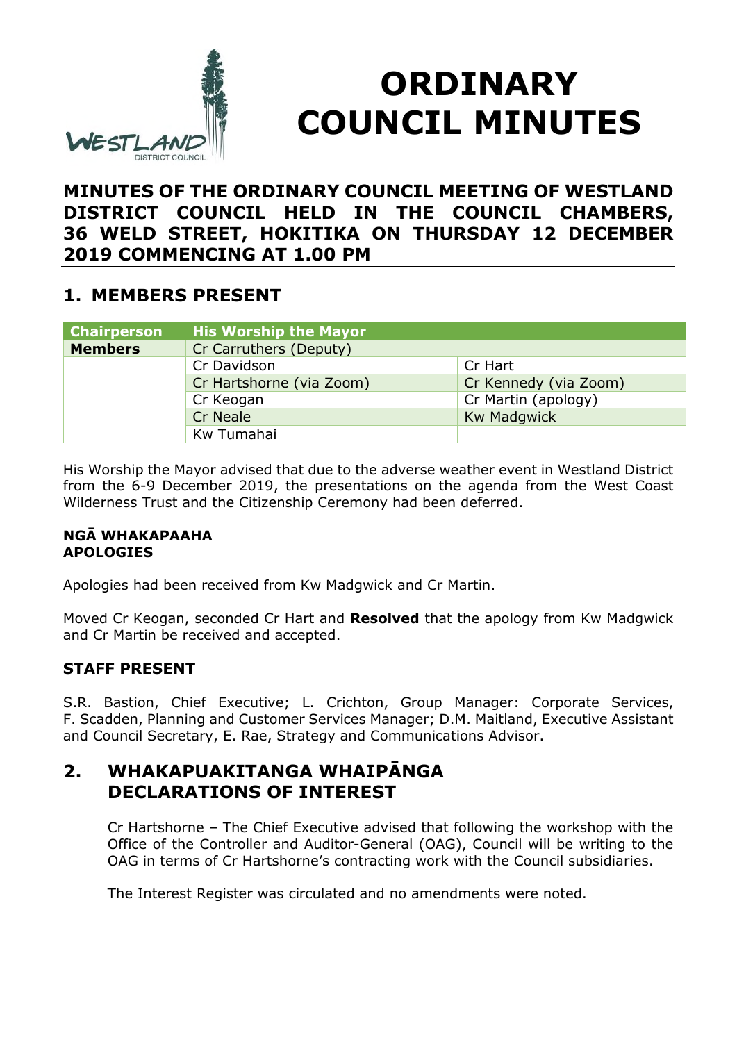# ORDINARY COUNCIL MINUTES

## MINUTES OF THE ORDINARY COUNCIL MEETING OF WESTLAND DISTRICT COUNCIL HELD IN THE COUNCIL CHAMBERS, 36 WELD STREET, HOKITIKA ON THURSDAY 12 DECEMBER 2019 COMMENCING AT 1.00 PM

## 1. MEMBERS PRESENT

| Chairperson | His Worship the Mayor | |
|---|---|---|
| **Members** | Cr Carruthers (Deputy) | |
| | Cr Davidson | Cr Hart |
| | Cr Hartshorne (via Zoom) | Cr Kennedy (via Zoom) |
| | Cr Keogan | Cr Martin (apology) |
| | Cr Neale | Kw Madgwick |
| | Kw Tumahai | |

His Worship the Mayor advised that due to the adverse weather event in Westland District from the 6-9 December 2019, the presentations on the agenda from the West Coast Wilderness Trust and the Citizenship Ceremony had been deferred.

**NGĀ WHAKAPAAHA**
**APOLOGIES**

Apologies had been received from Kw Madgwick and Cr Martin.

Moved Cr Keogan, seconded Cr Hart and **Resolved** that the apology from Kw Madgwick and Cr Martin be received and accepted.

### STAFF PRESENT

S.R. Bastion, Chief Executive; L. Crichton, Group Manager: Corporate Services, F. Scadden, Planning and Customer Services Manager; D.M. Maitland, Executive Assistant and Council Secretary, E. Rae, Strategy and Communications Advisor.

## 2. WHAKAPUAKITANGA WHAIPĀNGA DECLARATIONS OF INTEREST

Cr Hartshorne – The Chief Executive advised that following the workshop with the Office of the Controller and Auditor-General (OAG), Council will be writing to the OAG in terms of Cr Hartshorne's contracting work with the Council subsidiaries.

The Interest Register was circulated and no amendments were noted.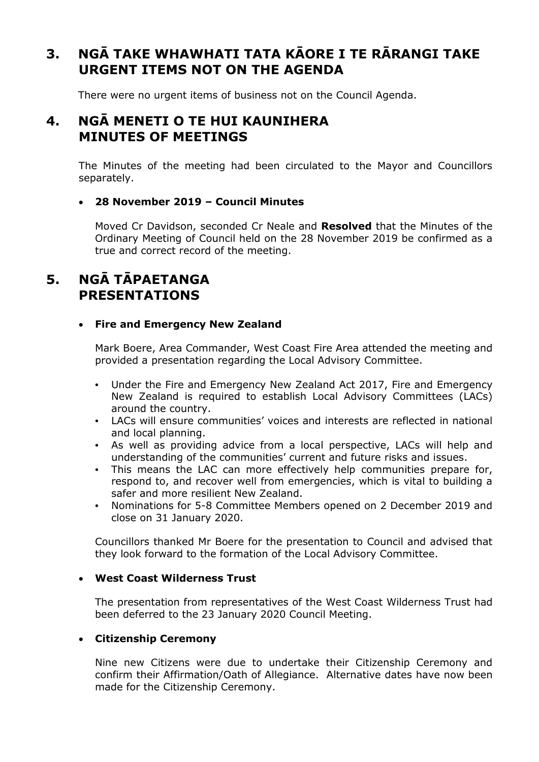## 3. NGĀ TAKE WHAWHATI TATA KĀORE I TE RĀRANGI TAKE URGENT ITEMS NOT ON THE AGENDA

There were no urgent items of business not on the Council Agenda.

## 4. NGĀ MENETI O TE HUI KAUNIHERA MINUTES OF MEETINGS

The Minutes of the meeting had been circulated to the Mayor and Councillors separately.

- **28 November 2019 – Council Minutes**

Moved Cr Davidson, seconded Cr Neale and **Resolved** that the Minutes of the Ordinary Meeting of Council held on the 28 November 2019 be confirmed as a true and correct record of the meeting.

## 5. NGĀ TĀPAETANGA PRESENTATIONS

- **Fire and Emergency New Zealand**

Mark Boere, Area Commander, West Coast Fire Area attended the meeting and provided a presentation regarding the Local Advisory Committee.

- Under the Fire and Emergency New Zealand Act 2017, Fire and Emergency New Zealand is required to establish Local Advisory Committees (LACs) around the country.
- LACs will ensure communities' voices and interests are reflected in national and local planning.
- As well as providing advice from a local perspective, LACs will help and understanding of the communities' current and future risks and issues.
- This means the LAC can more effectively help communities prepare for, respond to, and recover well from emergencies, which is vital to building a safer and more resilient New Zealand.
- Nominations for 5-8 Committee Members opened on 2 December 2019 and close on 31 January 2020.

Councillors thanked Mr Boere for the presentation to Council and advised that they look forward to the formation of the Local Advisory Committee.

- **West Coast Wilderness Trust**

The presentation from representatives of the West Coast Wilderness Trust had been deferred to the 23 January 2020 Council Meeting.

- **Citizenship Ceremony**

Nine new Citizens were due to undertake their Citizenship Ceremony and confirm their Affirmation/Oath of Allegiance. Alternative dates have now been made for the Citizenship Ceremony.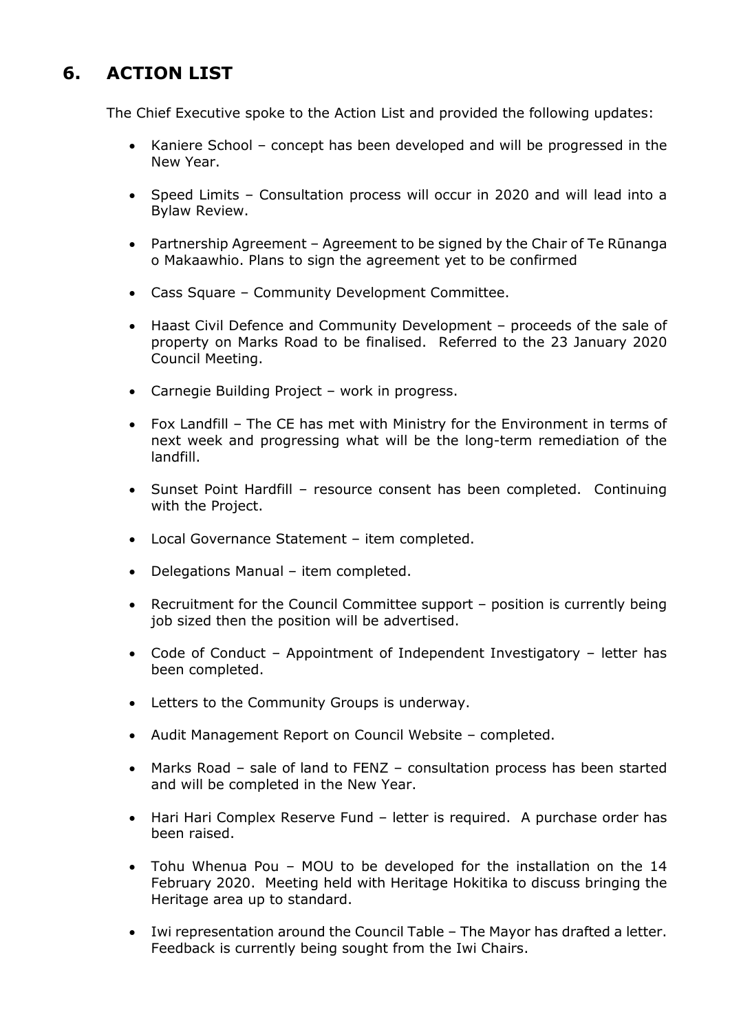## 6. ACTION LIST

The Chief Executive spoke to the Action List and provided the following updates:

- Kaniere School – concept has been developed and will be progressed in the New Year.
- Speed Limits – Consultation process will occur in 2020 and will lead into a Bylaw Review.
- Partnership Agreement – Agreement to be signed by the Chair of Te Rūnanga o Makaawhio. Plans to sign the agreement yet to be confirmed
- Cass Square – Community Development Committee.
- Haast Civil Defence and Community Development – proceeds of the sale of property on Marks Road to be finalised. Referred to the 23 January 2020 Council Meeting.
- Carnegie Building Project – work in progress.
- Fox Landfill – The CE has met with Ministry for the Environment in terms of next week and progressing what will be the long-term remediation of the landfill.
- Sunset Point Hardfill – resource consent has been completed. Continuing with the Project.
- Local Governance Statement – item completed.
- Delegations Manual – item completed.
- Recruitment for the Council Committee support – position is currently being job sized then the position will be advertised.
- Code of Conduct – Appointment of Independent Investigatory – letter has been completed.
- Letters to the Community Groups is underway.
- Audit Management Report on Council Website – completed.
- Marks Road – sale of land to FENZ – consultation process has been started and will be completed in the New Year.
- Hari Hari Complex Reserve Fund – letter is required. A purchase order has been raised.
- Tohu Whenua Pou – MOU to be developed for the installation on the 14 February 2020. Meeting held with Heritage Hokitika to discuss bringing the Heritage area up to standard.
- Iwi representation around the Council Table – The Mayor has drafted a letter. Feedback is currently being sought from the Iwi Chairs.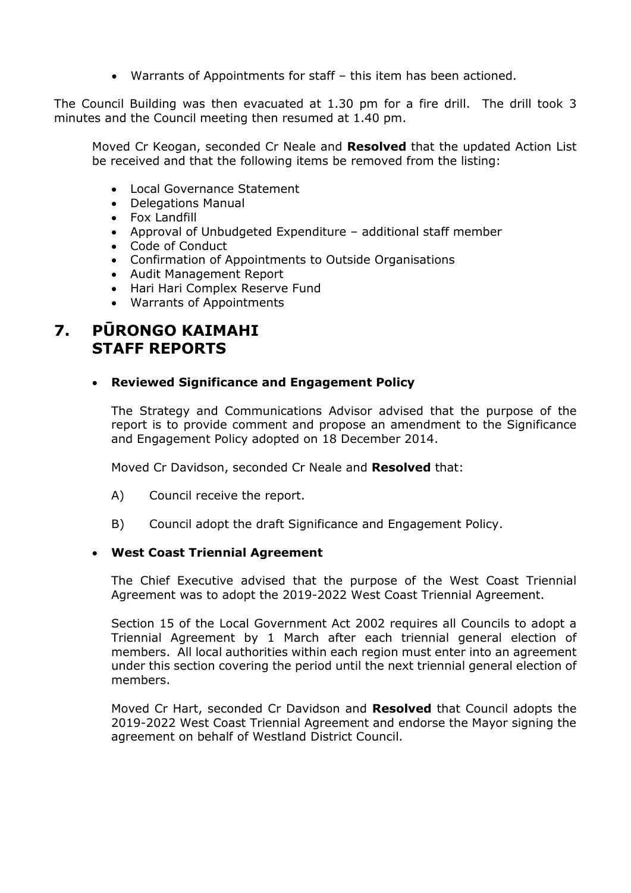- Warrants of Appointments for staff – this item has been actioned.

The Council Building was then evacuated at 1.30 pm for a fire drill. The drill took 3 minutes and the Council meeting then resumed at 1.40 pm.

Moved Cr Keogan, seconded Cr Neale and **Resolved** that the updated Action List be received and that the following items be removed from the listing:

- Local Governance Statement
- Delegations Manual
- Fox Landfill
- Approval of Unbudgeted Expenditure – additional staff member
- Code of Conduct
- Confirmation of Appointments to Outside Organisations
- Audit Management Report
- Hari Hari Complex Reserve Fund
- Warrants of Appointments

## 7. PŪRONGO KAIMAHI STAFF REPORTS

- **Reviewed Significance and Engagement Policy**

The Strategy and Communications Advisor advised that the purpose of the report is to provide comment and propose an amendment to the Significance and Engagement Policy adopted on 18 December 2014.

Moved Cr Davidson, seconded Cr Neale and **Resolved** that:

A) Council receive the report.

B) Council adopt the draft Significance and Engagement Policy.

- **West Coast Triennial Agreement**

The Chief Executive advised that the purpose of the West Coast Triennial Agreement was to adopt the 2019-2022 West Coast Triennial Agreement.

Section 15 of the Local Government Act 2002 requires all Councils to adopt a Triennial Agreement by 1 March after each triennial general election of members. All local authorities within each region must enter into an agreement under this section covering the period until the next triennial general election of members.

Moved Cr Hart, seconded Cr Davidson and **Resolved** that Council adopts the 2019-2022 West Coast Triennial Agreement and endorse the Mayor signing the agreement on behalf of Westland District Council.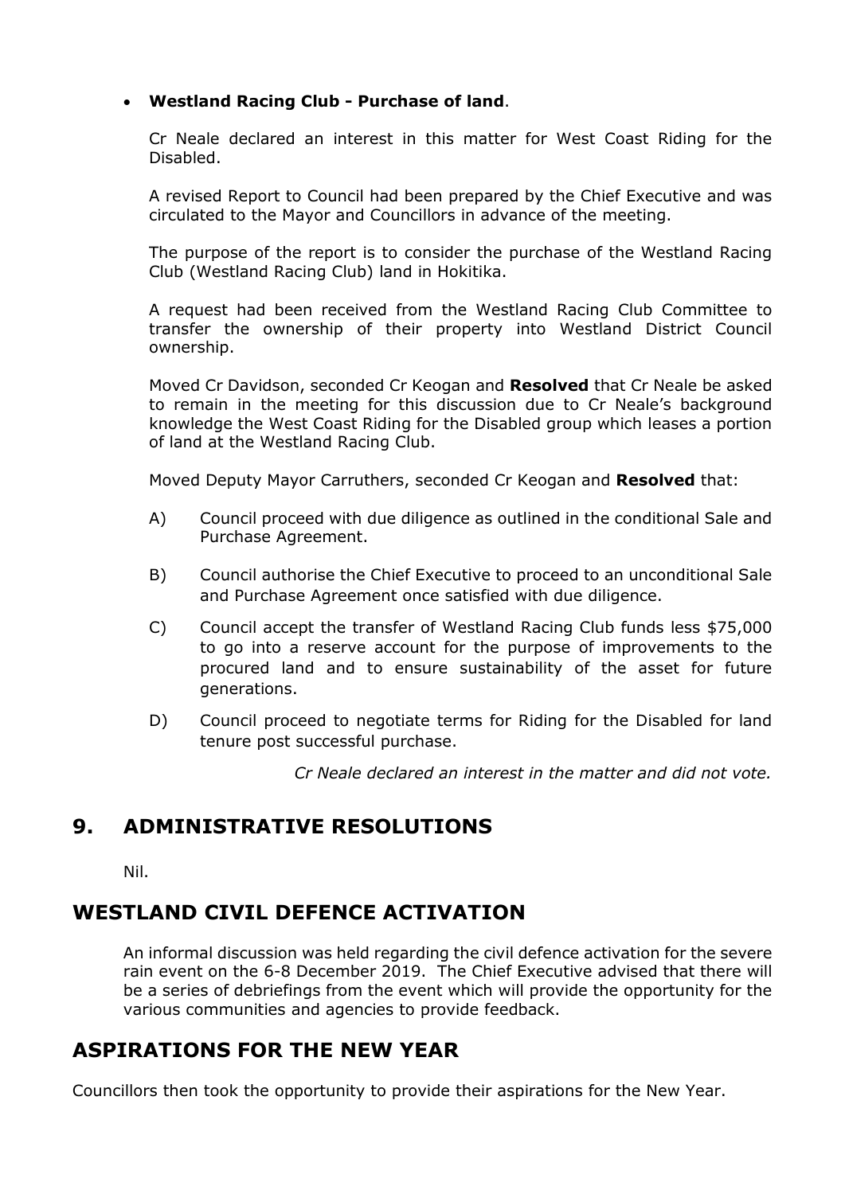- **Westland Racing Club - Purchase of land**.

  Cr Neale declared an interest in this matter for West Coast Riding for the Disabled.

  A revised Report to Council had been prepared by the Chief Executive and was circulated to the Mayor and Councillors in advance of the meeting.

  The purpose of the report is to consider the purchase of the Westland Racing Club (Westland Racing Club) land in Hokitika.

  A request had been received from the Westland Racing Club Committee to transfer the ownership of their property into Westland District Council ownership.

  Moved Cr Davidson, seconded Cr Keogan and **Resolved** that Cr Neale be asked to remain in the meeting for this discussion due to Cr Neale's background knowledge the West Coast Riding for the Disabled group which leases a portion of land at the Westland Racing Club.

  Moved Deputy Mayor Carruthers, seconded Cr Keogan and **Resolved** that:

  A) Council proceed with due diligence as outlined in the conditional Sale and Purchase Agreement.

  B) Council authorise the Chief Executive to proceed to an unconditional Sale and Purchase Agreement once satisfied with due diligence.

  C) Council accept the transfer of Westland Racing Club funds less $75,000 to go into a reserve account for the purpose of improvements to the procured land and to ensure sustainability of the asset for future generations.

  D) Council proceed to negotiate terms for Riding for the Disabled for land tenure post successful purchase.

  *Cr Neale declared an interest in the matter and did not vote.*

## 9. ADMINISTRATIVE RESOLUTIONS

Nil.

## WESTLAND CIVIL DEFENCE ACTIVATION

An informal discussion was held regarding the civil defence activation for the severe rain event on the 6-8 December 2019. The Chief Executive advised that there will be a series of debriefings from the event which will provide the opportunity for the various communities and agencies to provide feedback.

## ASPIRATIONS FOR THE NEW YEAR

Councillors then took the opportunity to provide their aspirations for the New Year.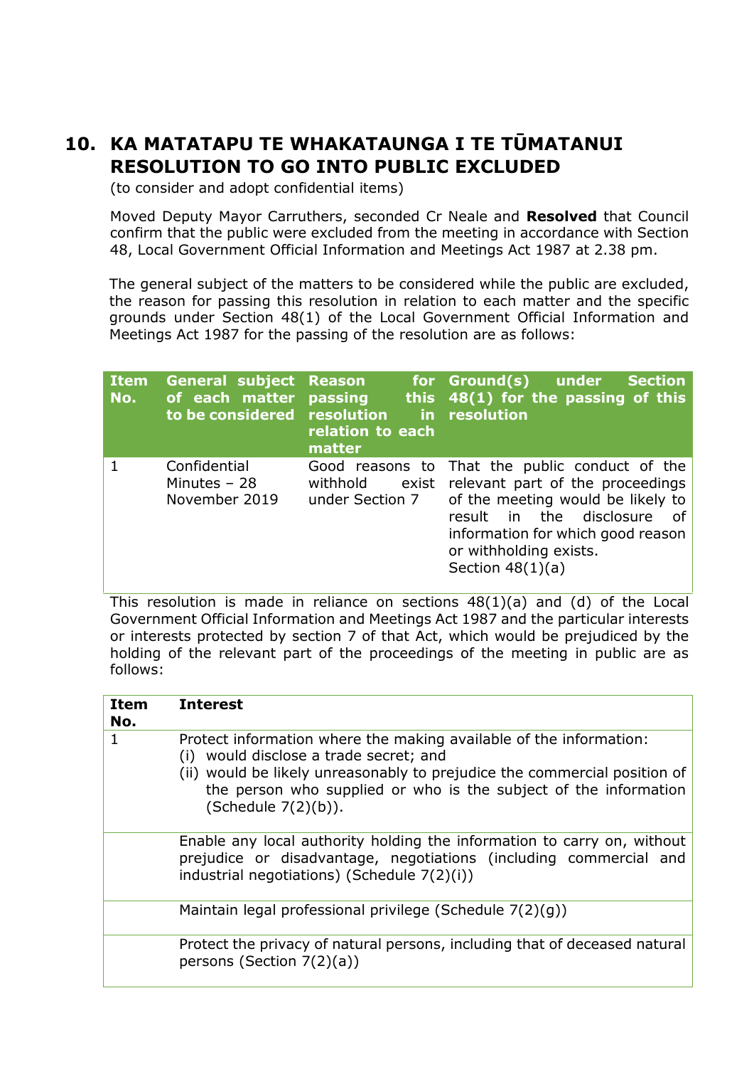## 10. KA MATATAPU TE WHAKATAUNGA I TE TŪMATANUI RESOLUTION TO GO INTO PUBLIC EXCLUDED

(to consider and adopt confidential items)

Moved Deputy Mayor Carruthers, seconded Cr Neale and **Resolved** that Council confirm that the public were excluded from the meeting in accordance with Section 48, Local Government Official Information and Meetings Act 1987 at 2.38 pm.

The general subject of the matters to be considered while the public are excluded, the reason for passing this resolution in relation to each matter and the specific grounds under Section 48(1) of the Local Government Official Information and Meetings Act 1987 for the passing of the resolution are as follows:

| Item No. | General subject of each matter to be considered | Reason for passing this resolution in relation to each matter | Ground(s) under Section 48(1) for the passing of this resolution |
|---|---|---|---|
| 1 | Confidential Minutes – 28 November 2019 | Good reasons to withhold exist under Section 7 | That the public conduct of the relevant part of the proceedings of the meeting would be likely to result in the disclosure of information for which good reason or withholding exists. Section 48(1)(a) |

This resolution is made in reliance on sections 48(1)(a) and (d) of the Local Government Official Information and Meetings Act 1987 and the particular interests or interests protected by section 7 of that Act, which would be prejudiced by the holding of the relevant part of the proceedings of the meeting in public are as follows:

| Item No. | Interest |
|---|---|
| 1 | Protect information where the making available of the information: (i) would disclose a trade secret; and (ii) would be likely unreasonably to prejudice the commercial position of the person who supplied or who is the subject of the information (Schedule 7(2)(b)). |
| | Enable any local authority holding the information to carry on, without prejudice or disadvantage, negotiations (including commercial and industrial negotiations) (Schedule 7(2)(i)) |
| | Maintain legal professional privilege (Schedule 7(2)(g)) |
| | Protect the privacy of natural persons, including that of deceased natural persons (Section 7(2)(a)) |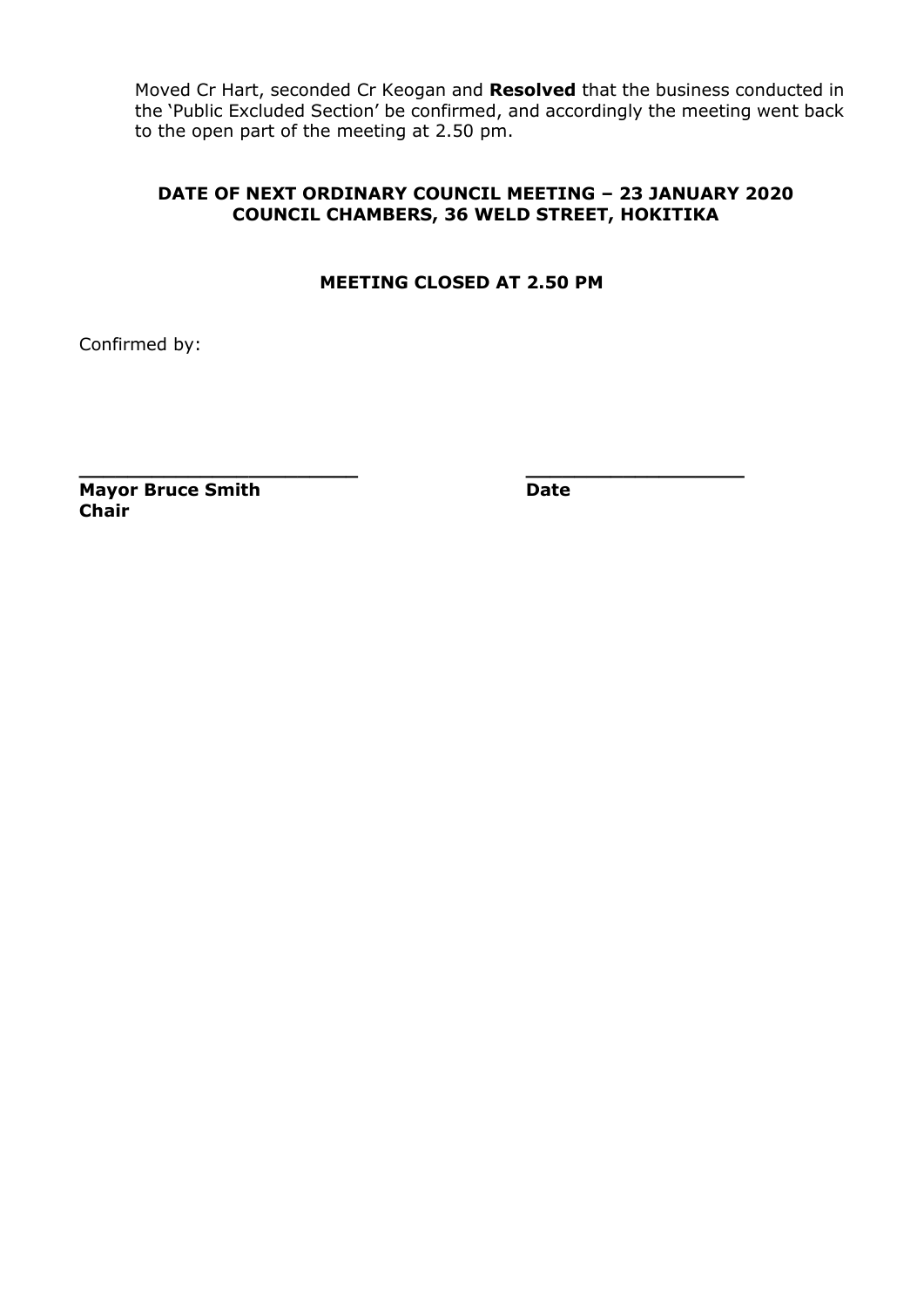Moved Cr Hart, seconded Cr Keogan and **Resolved** that the business conducted in the 'Public Excluded Section' be confirmed, and accordingly the meeting went back to the open part of the meeting at 2.50 pm.

**DATE OF NEXT ORDINARY COUNCIL MEETING – 23 JANUARY 2020**
**COUNCIL CHAMBERS, 36 WELD STREET, HOKITIKA**

**MEETING CLOSED AT 2.50 PM**

Confirmed by:

**\_\_\_\_\_\_\_\_\_\_\_\_\_\_\_\_\_\_\_\_\_\_\_\_\_\_** **\_\_\_\_\_\_\_\_\_\_\_\_\_\_\_\_\_\_\_\_\_\_**

**Mayor Bruce Smith** **Date**
**Chair**